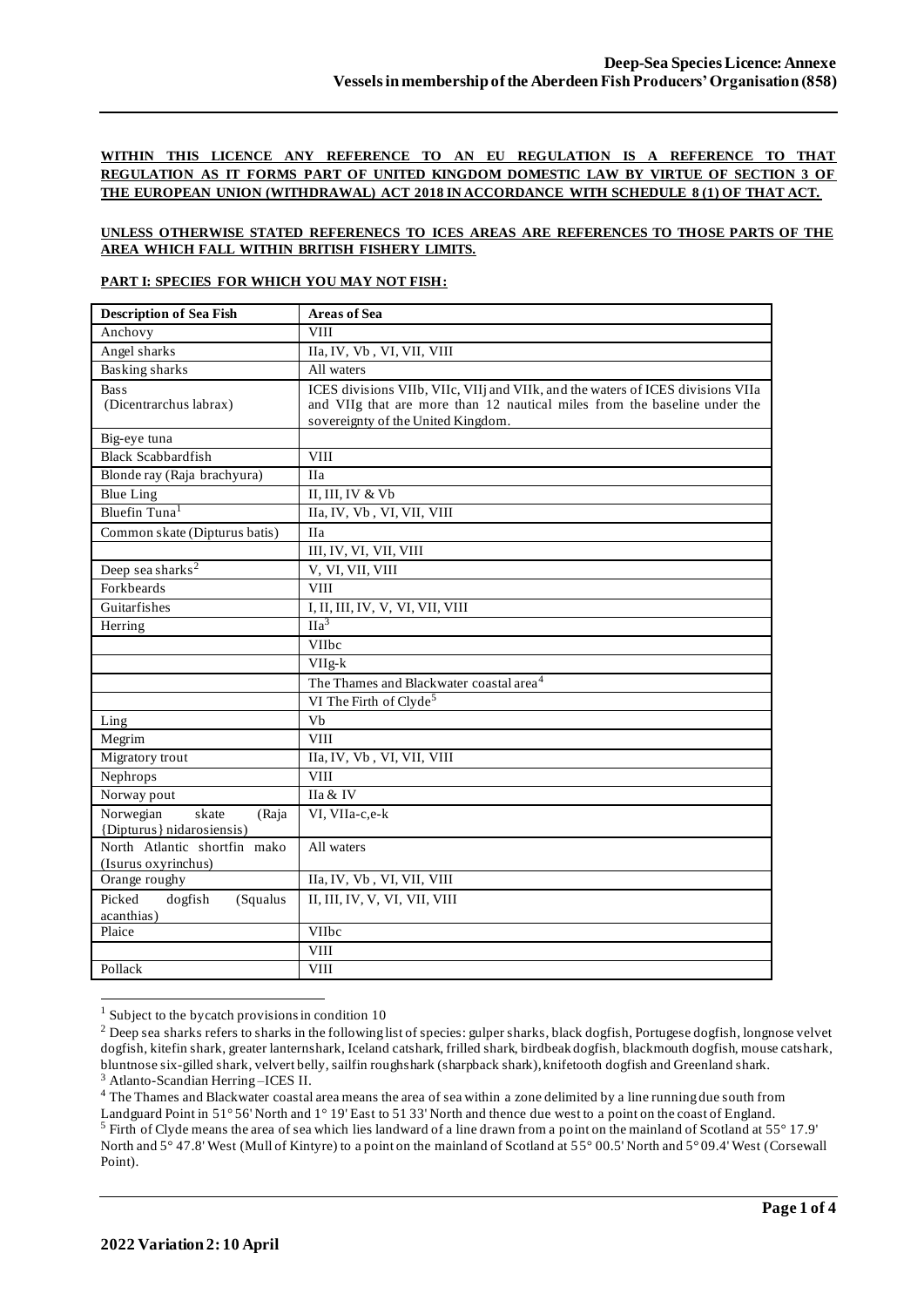**WITHIN THIS LICENCE ANY REFERENCE TO AN EU REGULATION IS A REFERENCE TO THAT REGULATION AS IT FORMS PART OF UNITED KINGDOM DOMESTIC LAW BY VIRTUE OF SECTION 3 OF THE EUROPEAN UNION (WITHDRAWAL) ACT 2018 IN ACCORDANCE WITH SCHEDULE 8 (1) OF THAT ACT.**

**UNLESS OTHERWISE STATED REFERENECS TO ICES AREAS ARE REFERENCES TO THOSE PARTS OF THE AREA WHICH FALL WITHIN BRITISH FISHERY LIMITS.**

**PART I: SPECIES FOR WHICH YOU MAY NOT FISH:**

| Description of Sea Fish | Areas of Sea |
|---|---|
| Anchovy | VIII |
| Angel sharks | IIa, IV, Vb , VI, VII, VIII |
| Basking sharks | All waters |
| Bass (Dicentrarchus labrax) | ICES divisions VIIb, VIIc, VIIj and VIIk, and the waters of ICES divisions VIIa and VIIg that are more than 12 nautical miles from the baseline under the sovereignty of the United Kingdom. |
| Big-eye tuna | |
| Black Scabbardfish | VIII |
| Blonde ray (Raja brachyura) | IIa |
| Blue Ling | II, III, IV & Vb |
| Bluefin Tuna[1] | IIa, IV, Vb , VI, VII, VIII |
| Common skate (Dipturus batis) | IIa |
| | III, IV, VI, VII, VIII |
| Deep sea sharks[2] | V, VI, VII, VIII |
| Forkbeards | VIII |
| Guitarfishes | I, II, III, IV, V, VI, VII, VIII |
| Herring | IIa[3] |
| | VIIbc |
| | VIIg-k |
| | The Thames and Blackwater coastal area[4] |
| | VI The Firth of Clyde[5] |
| Ling | Vb |
| Megrim | VIII |
| Migratory trout | IIa, IV, Vb , VI, VII, VIII |
| Nephrops | VIII |
| Norway pout | IIa & IV |
| Norwegian skate (Raja {Dipturus} nidarosiensis) | VI, VIIa-c,e-k |
| North Atlantic shortfin mako (Isurus oxyrinchus) | All waters |
| Orange roughy | IIa, IV, Vb , VI, VII, VIII |
| Picked dogfish (Squalus acanthias) | II, III, IV, V, VI, VII, VIII |
| Plaice | VIIbc |
| | VIII |
| Pollack | VIII |

[1] Subject to the bycatch provisions in condition 10

[2] Deep sea sharks refers to sharks in the following list of species: gulper sharks, black dogfish, Portugese dogfish, longnose velvet dogfish, kitefin shark, greater lanternshark, Iceland catshark, frilled shark, birdbeak dogfish, blackmouth dogfish, mouse catshark, bluntnose six-gilled shark, velvert belly, sailfin roughshark (sharpback shark), knifetooth dogfish and Greenland shark.

[3] Atlanto-Scandian Herring –ICES II.

[4] The Thames and Blackwater coastal area means the area of sea within a zone delimited by a line running due south from Landguard Point in 51° 56' North and 1° 19' East to 51 33' North and thence due west to a point on the coast of England.

[5] Firth of Clyde means the area of sea which lies landward of a line drawn from a point on the mainland of Scotland at 55° 17.9' North and 5° 47.8' West (Mull of Kintyre) to a point on the mainland of Scotland at 55° 00.5' North and 5° 09.4' West (Corsewall Point).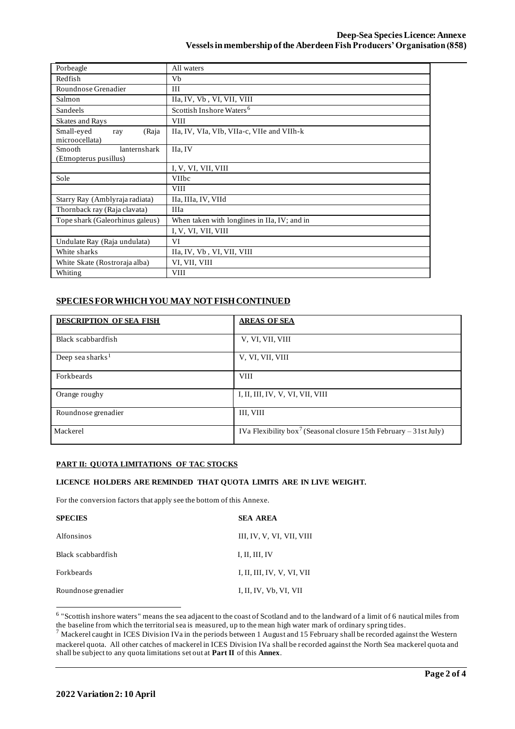| | |
|---|---|
| Porbeagle | All waters |
| Redfish | Vb |
| Roundnose Grenadier | III |
| Salmon | IIa, IV, Vb , VI, VII, VIII |
| Sandeels | Scottish Inshore Waters[6] |
| Skates and Rays | VIII |
| Small-eyed ray (Raja microocellata) | IIa, IV, VIa, VIb, VIIa-c, VIIe and VIIh-k |
| Smooth lanternshark (Etmopterus pussillus) | IIa, IV |
| | I, V, VI, VII, VIII |
| Sole | VIIbc |
| | VIII |
| Starry Ray (Amblyraja radiata) | IIa, IIIa, IV, VIId |
| Thornback ray (Raja clavata) | IIIa |
| Tope shark (Galeorhinus galeus) | When taken with longlines in IIa, IV; and in |
| | I, V, VI, VII, VIII |
| Undulate Ray (Raja undulata) | VI |
| White sharks | IIa, IV, Vb , VI, VII, VIII |
| White Skate (Rostroraja alba) | VI, VII, VIII |
| Whiting | VIII |

## SPECIES FOR WHICH YOU MAY NOT FISH CONTINUED

| DESCRIPTION OF SEA FISH | AREAS OF SEA |
|---|---|
| Black scabbardfish | V, VI, VII, VIII |
| Deep sea sharks[1] | V, VI, VII, VIII |
| Forkbeards | VIII |
| Orange roughy | I, II, III, IV, V, VI, VII, VIII |
| Roundnose grenadier | III, VIII |
| Mackerel | IVa Flexibility box[7] (Seasonal closure 15th February – 31st July) |

### PART II: QUOTA LIMITATIONS OF TAC STOCKS

**LICENCE HOLDERS ARE REMINDED THAT QUOTA LIMITS ARE IN LIVE WEIGHT.**

For the conversion factors that apply see the bottom of this Annexe.

| SPECIES | SEA AREA |
|---|---|
| Alfonsinos | III, IV, V, VI, VII, VIII |
| Black scabbardfish | I, II, III, IV |
| Forkbeards | I, II, III, IV, V, VI, VII |
| Roundnose grenadier | I, II, IV, Vb, VI, VII |

[6] "Scottish inshore waters" means the sea adjacent to the coast of Scotland and to the landward of a limit of 6 nautical miles from the baseline from which the territorial sea is measured, up to the mean high water mark of ordinary spring tides.

[7] Mackerel caught in ICES Division IVa in the periods between 1 August and 15 February shall be recorded against the Western mackerel quota. All other catches of mackerel in ICES Division IVa shall be recorded against the North Sea mackerel quota and shall be subject to any quota limitations set out at **Part II** of this **Annex**.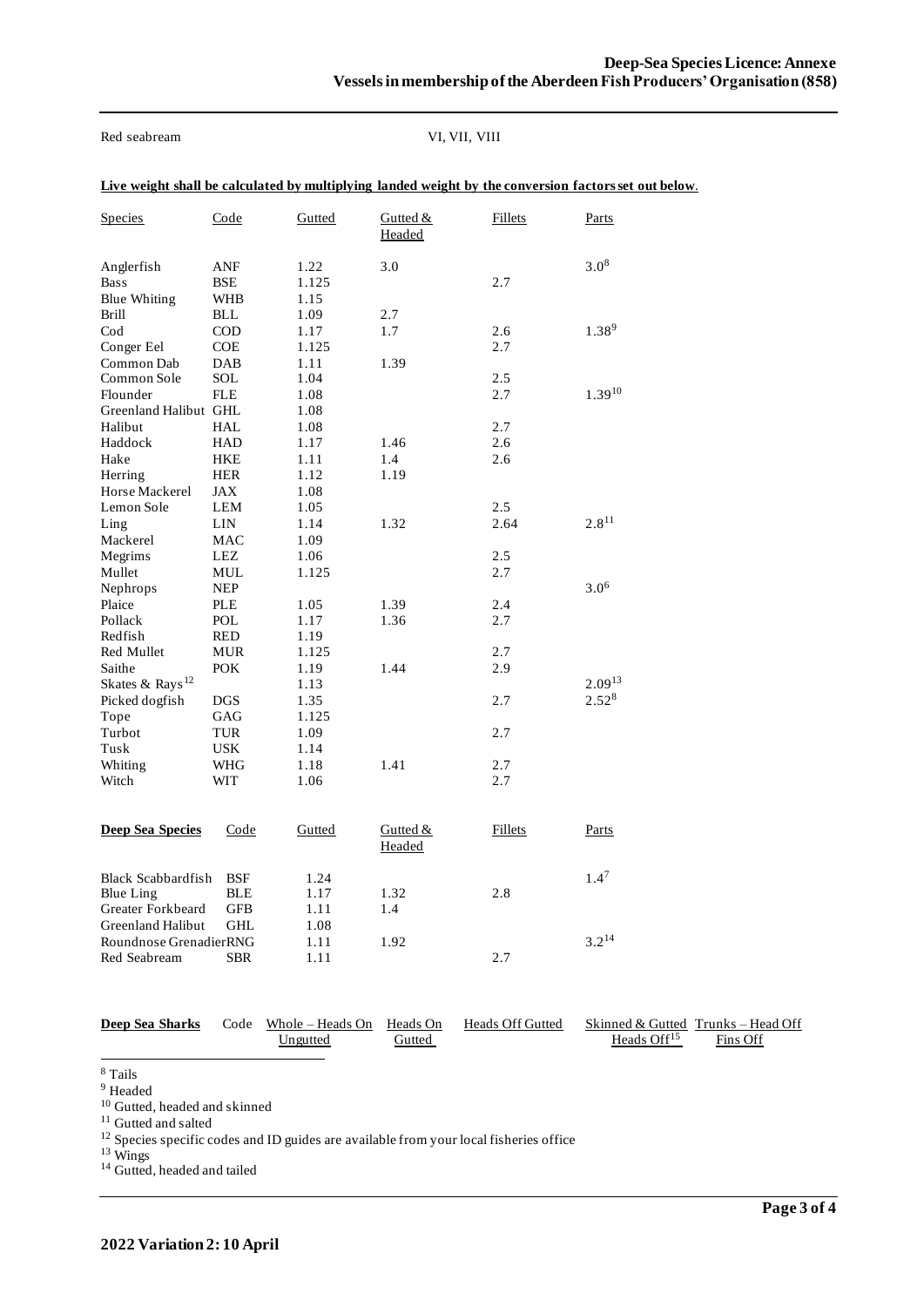Red seabream VI, VII, VIII

**Live weight shall be calculated by multiplying landed weight by the conversion factors set out below**.

| Species | Code | Gutted | Gutted & Headed | Fillets | Parts |
|---|---|---|---|---|---|
| Anglerfish | ANF | 1.22 | 3.0 | | 3.0[8] |
| Bass | BSE | 1.125 | | 2.7 | |
| Blue Whiting | WHB | 1.15 | | | |
| Brill | BLL | 1.09 | 2.7 | | |
| Cod | COD | 1.17 | 1.7 | 2.6 | 1.38[9] |
| Conger Eel | COE | 1.125 | | 2.7 | |
| Common Dab | DAB | 1.11 | 1.39 | | |
| Common Sole | SOL | 1.04 | | 2.5 | |
| Flounder | FLE | 1.08 | | 2.7 | 1.39[10] |
| Greenland Halibut | GHL | 1.08 | | | |
| Halibut | HAL | 1.08 | | 2.7 | |
| Haddock | HAD | 1.17 | 1.46 | 2.6 | |
| Hake | HKE | 1.11 | 1.4 | 2.6 | |
| Herring | HER | 1.12 | 1.19 | | |
| Horse Mackerel | JAX | 1.08 | | | |
| Lemon Sole | LEM | 1.05 | | 2.5 | |
| Ling | LIN | 1.14 | 1.32 | 2.64 | 2.8[11] |
| Mackerel | MAC | 1.09 | | | |
| Megrims | LEZ | 1.06 | | 2.5 | |
| Mullet | MUL | 1.125 | | 2.7 | |
| Nephrops | NEP | | | | 3.0[6] |
| Plaice | PLE | 1.05 | 1.39 | 2.4 | |
| Pollack | POL | 1.17 | 1.36 | 2.7 | |
| Redfish | RED | 1.19 | | | |
| Red Mullet | MUR | 1.125 | | 2.7 | |
| Saithe | POK | 1.19 | 1.44 | 2.9 | |
| Skates & Rays[12] | | 1.13 | | | 2.09[13] |
| Picked dogfish | DGS | 1.35 | | 2.7 | 2.52[8] |
| Tope | GAG | 1.125 | | | |
| Turbot | TUR | 1.09 | | 2.7 | |
| Tusk | USK | 1.14 | | | |
| Whiting | WHG | 1.18 | 1.41 | 2.7 | |
| Witch | WIT | 1.06 | | 2.7 | |

| **Deep Sea Species** | Code | Gutted | Gutted & Headed | Fillets | Parts |
|---|---|---|---|---|---|
| Black Scabbardfish | BSF | 1.24 | | | 1.4[7] |
| Blue Ling | BLE | 1.17 | 1.32 | 2.8 | |
| Greater Forkbeard | GFB | 1.11 | 1.4 | | |
| Greenland Halibut | GHL | 1.08 | | | |
| Roundnose Grenadier | RNG | 1.11 | 1.92 | | 3.2[14] |
| Red Seabream | SBR | 1.11 | | 2.7 | |

| **Deep Sea Sharks** | Code | Whole – Heads On Ungutted | Heads On Gutted | Heads Off Gutted | Skinned & Gutted Heads Off[15] | Trunks – Head Off Fins Off |
|---|---|---|---|---|---|---|

[8] Tails

[9] Headed

[10] Gutted, headed and skinned

[11] Gutted and salted

[12] Species specific codes and ID guides are available from your local fisheries office

[13] Wings

[14] Gutted, headed and tailed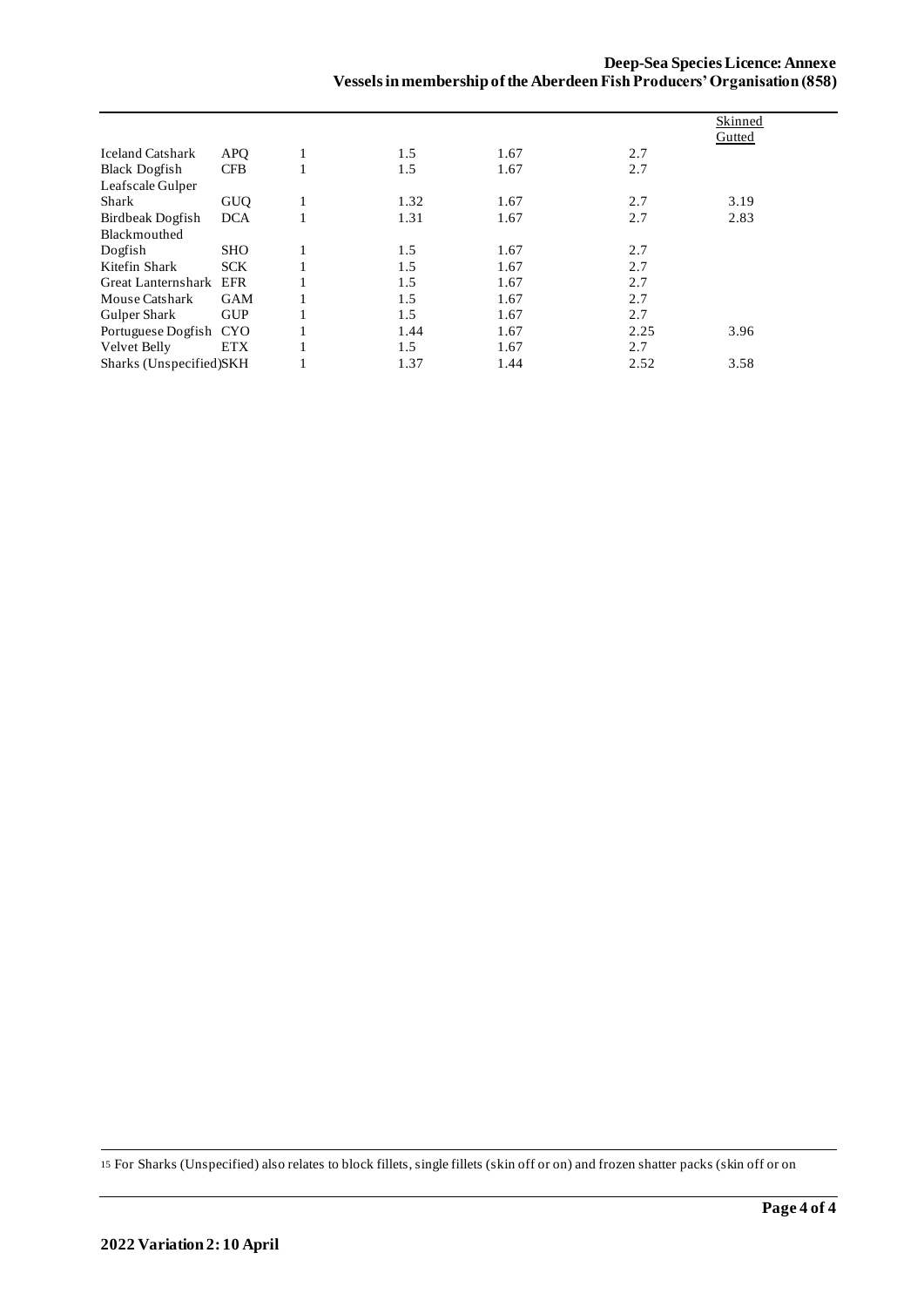| | | | | | | Skinned Gutted |
|---|---|---|---|---|---|---|
| Iceland Catshark | APQ | 1 | 1.5 | 1.67 | 2.7 | |
| Black Dogfish | CFB | 1 | 1.5 | 1.67 | 2.7 | |
| Leafscale Gulper Shark | GUQ | 1 | 1.32 | 1.67 | 2.7 | 3.19 |
| Birdbeak Dogfish | DCA | 1 | 1.31 | 1.67 | 2.7 | 2.83 |
| Blackmouthed Dogfish | SHO | 1 | 1.5 | 1.67 | 2.7 | |
| Kitefin Shark | SCK | 1 | 1.5 | 1.67 | 2.7 | |
| Great Lanternshark | EFR | 1 | 1.5 | 1.67 | 2.7 | |
| Mouse Catshark | GAM | 1 | 1.5 | 1.67 | 2.7 | |
| Gulper Shark | GUP | 1 | 1.5 | 1.67 | 2.7 | |
| Portuguese Dogfish | CYO | 1 | 1.44 | 1.67 | 2.25 | 3.96 |
| Velvet Belly | ETX | 1 | 1.5 | 1.67 | 2.7 | |
| Sharks (Unspecified) | SKH | 1 | 1.37 | 1.44 | 2.52 | 3.58 |

15 For Sharks (Unspecified) also relates to block fillets, single fillets (skin off or on) and frozen shatter packs (skin off or on

**2022 Variation 2: 10 April**